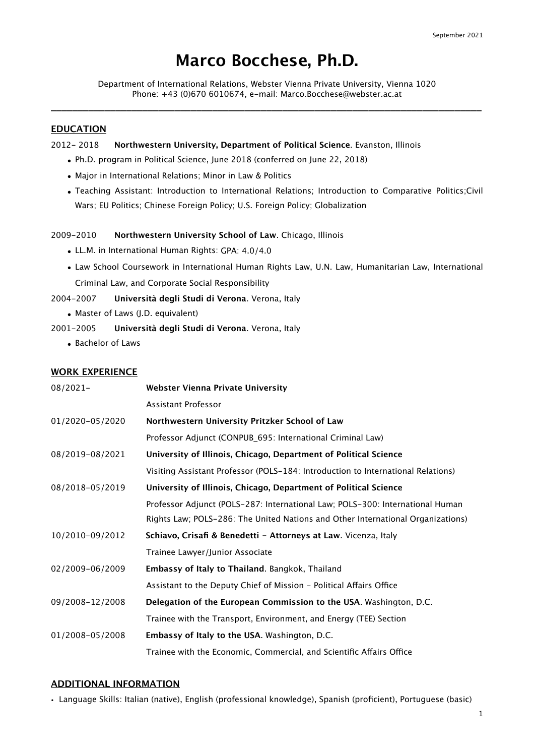September 2021

# Marco Bocchese, Ph.D.

Department of International Relations, Webster Vienna Private University, Vienna 1020
Phone: +43 (0)670 6010674, e-mail: Marco.Bocchese@webster.ac.at

## EDUCATION

2012- 2018 **Northwestern University, Department of Political Science**. Evanston, Illinois

- Ph.D. program in Political Science, June 2018 (conferred on June 22, 2018)
- Major in International Relations; Minor in Law & Politics
- Teaching Assistant: Introduction to International Relations; Introduction to Comparative Politics;Civil Wars; EU Politics; Chinese Foreign Policy; U.S. Foreign Policy; Globalization

2009-2010 **Northwestern University School of Law**. Chicago, Illinois

- LL.M. in International Human Rights: GPA: 4.0/4.0
- Law School Coursework in International Human Rights Law, U.N. Law, Humanitarian Law, International Criminal Law, and Corporate Social Responsibility

2004-2007 **Università degli Studi di Verona**. Verona, Italy

- Master of Laws (J.D. equivalent)

2001-2005 **Università degli Studi di Verona**. Verona, Italy

- Bachelor of Laws

## WORK EXPERIENCE

08/2021- **Webster Vienna Private University**
Assistant Professor

01/2020-05/2020 **Northwestern University Pritzker School of Law**
Professor Adjunct (CONPUB_695: International Criminal Law)

08/2019-08/2021 **University of Illinois, Chicago, Department of Political Science**
Visiting Assistant Professor (POLS-184: Introduction to International Relations)

08/2018-05/2019 **University of Illinois, Chicago, Department of Political Science**
Professor Adjunct (POLS-287: International Law; POLS-300: International Human Rights Law; POLS-286: The United Nations and Other International Organizations)

10/2010-09/2012 **Schiavo, Crisafi & Benedetti - Attorneys at Law**. Vicenza, Italy
Trainee Lawyer/Junior Associate

02/2009-06/2009 **Embassy of Italy to Thailand**. Bangkok, Thailand
Assistant to the Deputy Chief of Mission - Political Affairs Office

09/2008-12/2008 **Delegation of the European Commission to the USA**. Washington, D.C.
Trainee with the Transport, Environment, and Energy (TEE) Section

01/2008-05/2008 **Embassy of Italy to the USA**. Washington, D.C.
Trainee with the Economic, Commercial, and Scientific Affairs Office

## ADDITIONAL INFORMATION

- Language Skills: Italian (native), English (professional knowledge), Spanish (proficient), Portuguese (basic)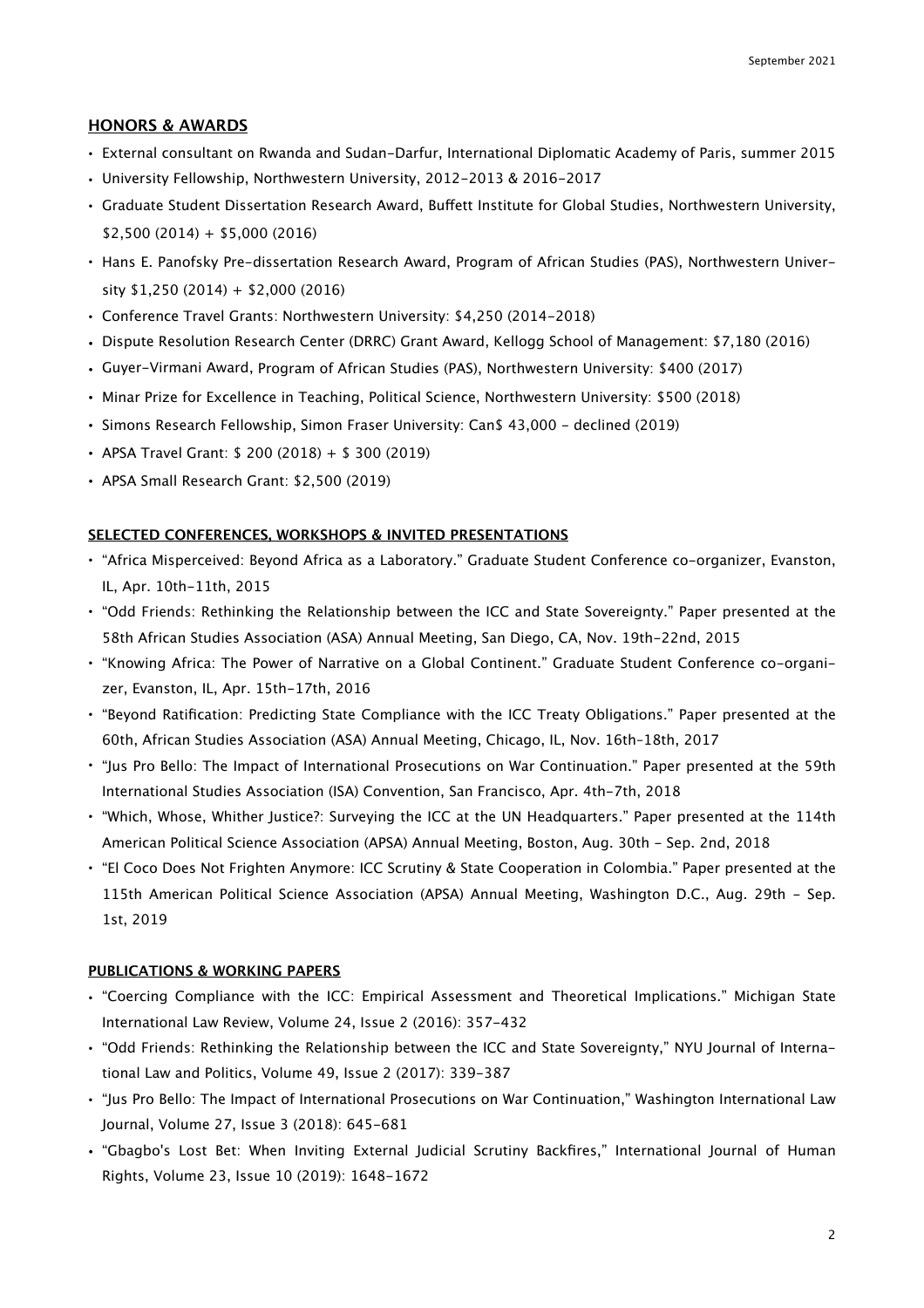## HONORS & AWARDS

- External consultant on Rwanda and Sudan-Darfur, International Diplomatic Academy of Paris, summer 2015
- University Fellowship, Northwestern University, 2012-2013 & 2016-2017
- Graduate Student Dissertation Research Award, Buffett Institute for Global Studies, Northwestern University, $2,500 (2014) + $5,000 (2016)
- Hans E. Panofsky Pre-dissertation Research Award, Program of African Studies (PAS), Northwestern University $1,250 (2014) + $2,000 (2016)
- Conference Travel Grants: Northwestern University: $4,250 (2014-2018)
- Dispute Resolution Research Center (DRRC) Grant Award, Kellogg School of Management: $7,180 (2016)
- Guyer-Virmani Award, Program of African Studies (PAS), Northwestern University: $400 (2017)
- Minar Prize for Excellence in Teaching, Political Science, Northwestern University: $500 (2018)
- Simons Research Fellowship, Simon Fraser University: Can$ 43,000 - declined (2019)
- APSA Travel Grant: $ 200 (2018) + $ 300 (2019)
- APSA Small Research Grant: $2,500 (2019)

## SELECTED CONFERENCES, WORKSHOPS & INVITED PRESENTATIONS

- "Africa Misperceived: Beyond Africa as a Laboratory." Graduate Student Conference co-organizer, Evanston, IL, Apr. 10th-11th, 2015
- "Odd Friends: Rethinking the Relationship between the ICC and State Sovereignty." Paper presented at the 58th African Studies Association (ASA) Annual Meeting, San Diego, CA, Nov. 19th-22nd, 2015
- "Knowing Africa: The Power of Narrative on a Global Continent." Graduate Student Conference co-organizer, Evanston, IL, Apr. 15th-17th, 2016
- "Beyond Ratification: Predicting State Compliance with the ICC Treaty Obligations." Paper presented at the 60th, African Studies Association (ASA) Annual Meeting, Chicago, IL, Nov. 16th-18th, 2017
- "Jus Pro Bello: The Impact of International Prosecutions on War Continuation." Paper presented at the 59th International Studies Association (ISA) Convention, San Francisco, Apr. 4th-7th, 2018
- "Which, Whose, Whither Justice?: Surveying the ICC at the UN Headquarters." Paper presented at the 114th American Political Science Association (APSA) Annual Meeting, Boston, Aug. 30th - Sep. 2nd, 2018
- "El Coco Does Not Frighten Anymore: ICC Scrutiny & State Cooperation in Colombia." Paper presented at the 115th American Political Science Association (APSA) Annual Meeting, Washington D.C., Aug. 29th - Sep. 1st, 2019

## PUBLICATIONS & WORKING PAPERS

- "Coercing Compliance with the ICC: Empirical Assessment and Theoretical Implications." Michigan State International Law Review, Volume 24, Issue 2 (2016): 357-432
- "Odd Friends: Rethinking the Relationship between the ICC and State Sovereignty," NYU Journal of International Law and Politics, Volume 49, Issue 2 (2017): 339-387
- "Jus Pro Bello: The Impact of International Prosecutions on War Continuation," Washington International Law Journal, Volume 27, Issue 3 (2018): 645-681
- "Gbagbo's Lost Bet: When Inviting External Judicial Scrutiny Backfires," International Journal of Human Rights, Volume 23, Issue 10 (2019): 1648-1672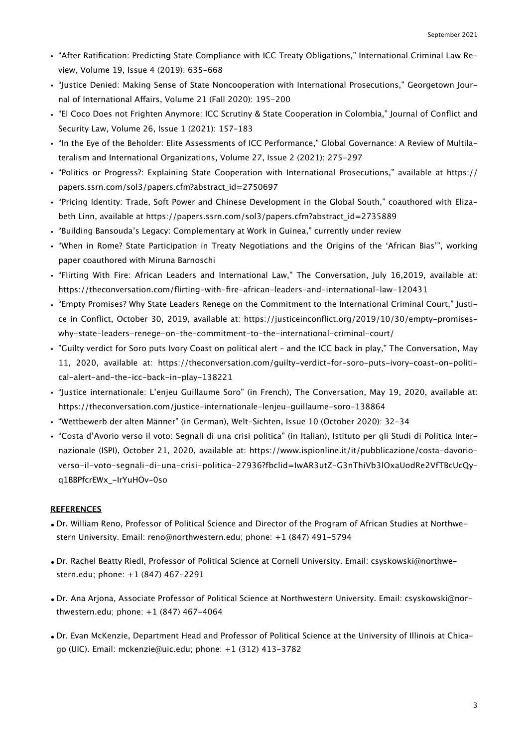- "After Ratification: Predicting State Compliance with ICC Treaty Obligations," International Criminal Law Review, Volume 19, Issue 4 (2019): 635-668
- "Justice Denied: Making Sense of State Noncooperation with International Prosecutions," Georgetown Journal of International Affairs, Volume 21 (Fall 2020): 195-200
- "El Coco Does not Frighten Anymore: ICC Scrutiny & State Cooperation in Colombia," Journal of Conflict and Security Law, Volume 26, Issue 1 (2021): 157-183
- "In the Eye of the Beholder: Elite Assessments of ICC Performance," Global Governance: A Review of Multilateralism and International Organizations, Volume 27, Issue 2 (2021): 275-297
- "Politics or Progress?: Explaining State Cooperation with International Prosecutions," available at https://papers.ssrn.com/sol3/papers.cfm?abstract_id=2750697
- "Pricing Identity: Trade, Soft Power and Chinese Development in the Global South," coauthored with Elizabeth Linn, available at https://papers.ssrn.com/sol3/papers.cfm?abstract_id=2735889
- "Building Bansouda's Legacy: Complementary at Work in Guinea," currently under review
- "When in Rome? State Participation in Treaty Negotiations and the Origins of the 'African Bias'", working paper coauthored with Miruna Barnoschi
- "Flirting With Fire: African Leaders and International Law," The Conversation, July 16,2019, available at: https://theconversation.com/flirting-with-fire-african-leaders-and-international-law-120431
- "Empty Promises? Why State Leaders Renege on the Commitment to the International Criminal Court," Justice in Conflict, October 30, 2019, available at: https://justiceinconflict.org/2019/10/30/empty-promises-why-state-leaders-renege-on-the-commitment-to-the-international-criminal-court/
- "Guilty verdict for Soro puts Ivory Coast on political alert – and the ICC back in play," The Conversation, May 11, 2020, available at: https://theconversation.com/guilty-verdict-for-soro-puts-ivory-coast-on-political-alert-and-the-icc-back-in-play-138221
- "Justice internationale: L'enjeu Guillaume Soro" (in French), The Conversation, May 19, 2020, available at: https://theconversation.com/justice-internationale-lenjeu-guillaume-soro-138864
- "Wettbewerb der alten Männer" (in German), Welt-Sichten, Issue 10 (October 2020): 32-34
- "Costa d'Avorio verso il voto: Segnali di una crisi politica" (in Italian), Istituto per gli Studi di Politica Internazionale (ISPI), October 21, 2020, available at: https://www.ispionline.it/it/pubblicazione/costa-davorio-verso-il-voto-segnali-di-una-crisi-politica-27936?fbclid=IwAR3utZ-G3nThiVb3lOxaUodRe2VfTBcUcQy-q1BBPfcrEWx_-IrYuHOv-0so

**REFERENCES**

- Dr. William Reno, Professor of Political Science and Director of the Program of African Studies at Northwestern University. Email: reno@northwestern.edu; phone: +1 (847) 491-5794
- Dr. Rachel Beatty Riedl, Professor of Political Science at Cornell University. Email: csyskowski@northwestern.edu; phone: +1 (847) 467-2291
- Dr. Ana Arjona, Associate Professor of Political Science at Northwestern University. Email: csyskowski@northwestern.edu; phone: +1 (847) 467-4064
- Dr. Evan McKenzie, Department Head and Professor of Political Science at the University of Illinois at Chicago (UIC). Email: mckenzie@uic.edu; phone: +1 (312) 413-3782